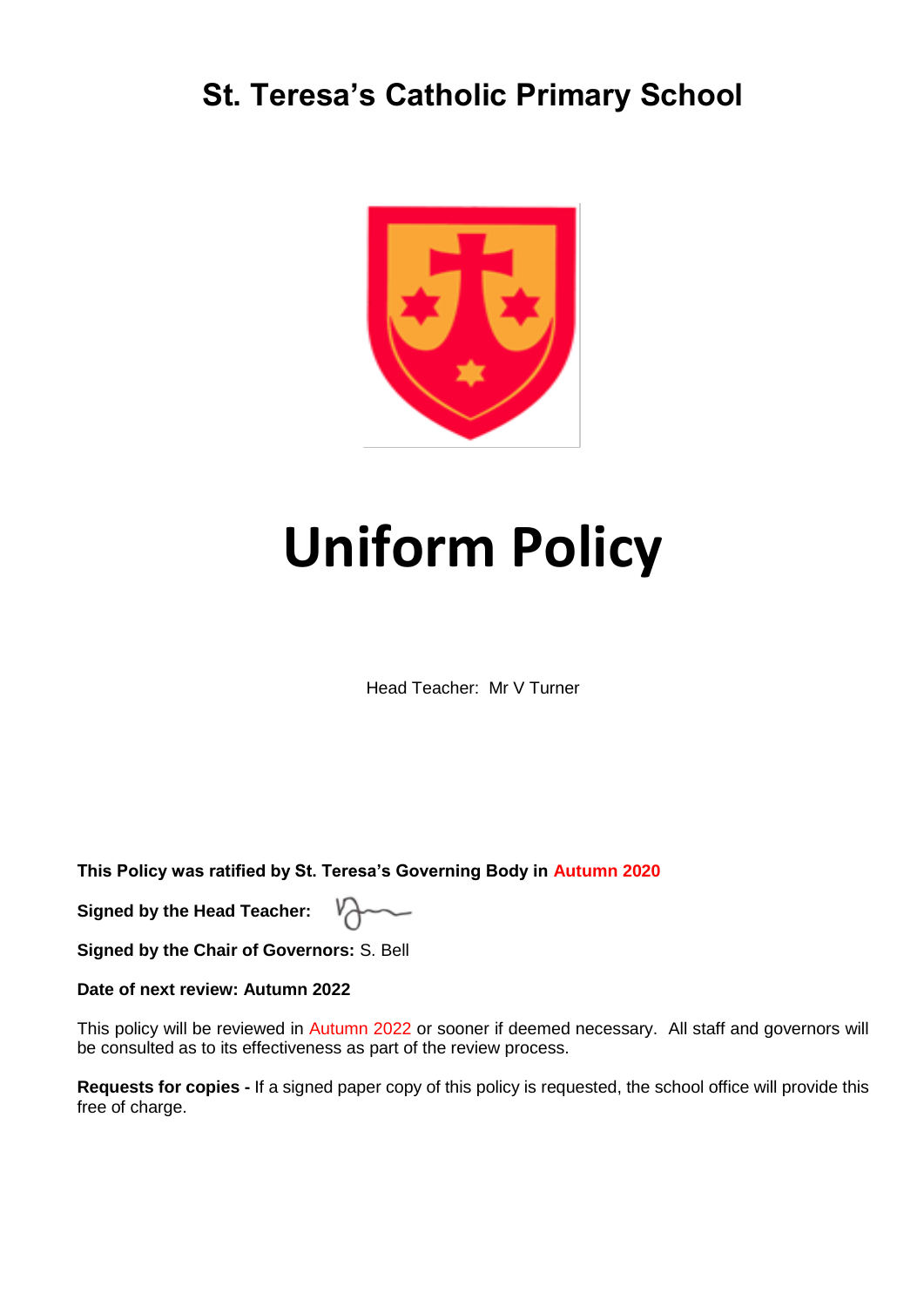# St. Teresa's Catholic Primary School

# Uniform Policy

Head Teacher: Mr V Turner

**This Policy was ratified by St. Teresa's Governing Body in Autumn 2020**

**Signed by the Head Teacher:**

**Signed by the Chair of Governors:** S. Bell

**Date of next review: Autumn 2022**

This policy will be reviewed in Autumn 2022 or sooner if deemed necessary. All staff and governors will be consulted as to its effectiveness as part of the review process.

**Requests for copies -** If a signed paper copy of this policy is requested, the school office will provide this free of charge.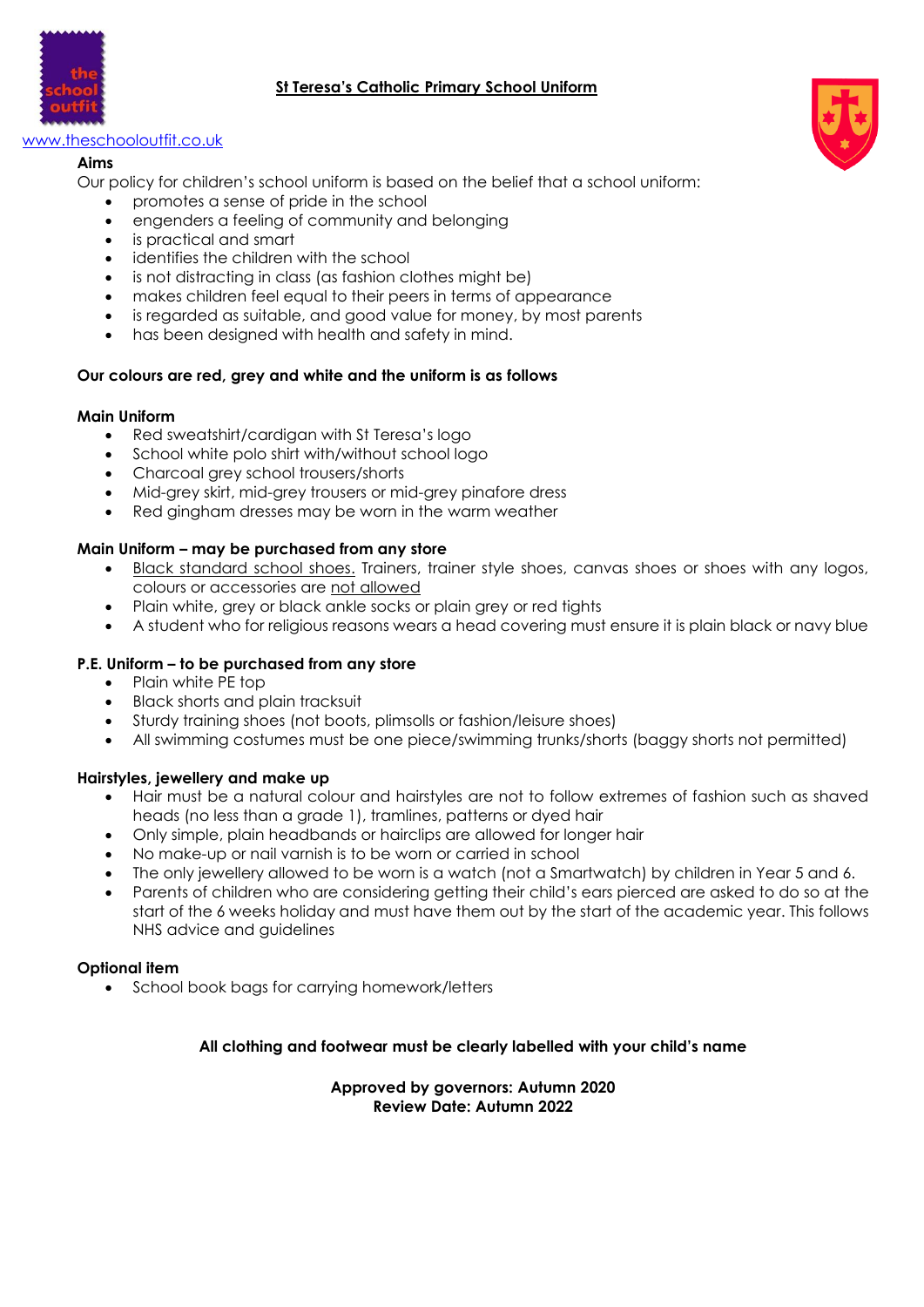www.theschooloutfit.co.uk

# St Teresa's Catholic Primary School Uniform

## Aims

Our policy for children's school uniform is based on the belief that a school uniform:

- promotes a sense of pride in the school
- engenders a feeling of community and belonging
- is practical and smart
- identifies the children with the school
- is not distracting in class (as fashion clothes might be)
- makes children feel equal to their peers in terms of appearance
- is regarded as suitable, and good value for money, by most parents
- has been designed with health and safety in mind.

**Our colours are red, grey and white and the uniform is as follows**

## Main Uniform

- Red sweatshirt/cardigan with St Teresa's logo
- School white polo shirt with/without school logo
- Charcoal grey school trousers/shorts
- Mid-grey skirt, mid-grey trousers or mid-grey pinafore dress
- Red gingham dresses may be worn in the warm weather

## Main Uniform – may be purchased from any store

- Black standard school shoes. Trainers, trainer style shoes, canvas shoes or shoes with any logos, colours or accessories are not allowed
- Plain white, grey or black ankle socks or plain grey or red tights
- A student who for religious reasons wears a head covering must ensure it is plain black or navy blue

## P.E. Uniform – to be purchased from any store

- Plain white PE top
- Black shorts and plain tracksuit
- Sturdy training shoes (not boots, plimsolls or fashion/leisure shoes)
- All swimming costumes must be one piece/swimming trunks/shorts (baggy shorts not permitted)

## Hairstyles, jewellery and make up

- Hair must be a natural colour and hairstyles are not to follow extremes of fashion such as shaved heads (no less than a grade 1), tramlines, patterns or dyed hair
- Only simple, plain headbands or hairclips are allowed for longer hair
- No make-up or nail varnish is to be worn or carried in school
- The only jewellery allowed to be worn is a watch (not a Smartwatch) by children in Year 5 and 6.
- Parents of children who are considering getting their child's ears pierced are asked to do so at the start of the 6 weeks holiday and must have them out by the start of the academic year. This follows NHS advice and guidelines

## Optional item

- School book bags for carrying homework/letters

**All clothing and footwear must be clearly labelled with your child's name**

**Approved by governors: Autumn 2020**
**Review Date: Autumn 2022**